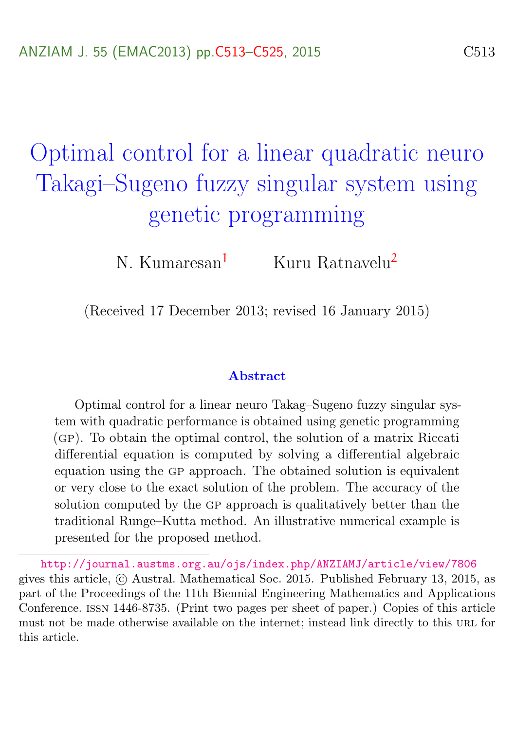# Optimal control for a linear quadratic neuro Takagi–Sugeno fuzzy singular system using genetic programming

N. Kumaresan[1] Kuru Ratnavelu[2]

(Received 17 December 2013; revised 16 January 2015)

## Abstract

Optimal control for a linear neuro Takag–Sugeno fuzzy singular system with quadratic performance is obtained using genetic programming (GP). To obtain the optimal control, the solution of a matrix Riccati differential equation is computed by solving a differential algebraic equation using the GP approach. The obtained solution is equivalent or very close to the exact solution of the problem. The accuracy of the solution computed by the GP approach is qualitatively better than the traditional Runge–Kutta method. An illustrative numerical example is presented for the proposed method.

---

http://journal.austms.org.au/ojs/index.php/ANZIAMJ/article/view/7806 gives this article, © Austral. Mathematical Soc. 2015. Published February 13, 2015, as part of the Proceedings of the 11th Biennial Engineering Mathematics and Applications Conference. ISSN 1446-8735. (Print two pages per sheet of paper.) Copies of this article must not be made otherwise available on the internet; instead link directly to this URL for this article.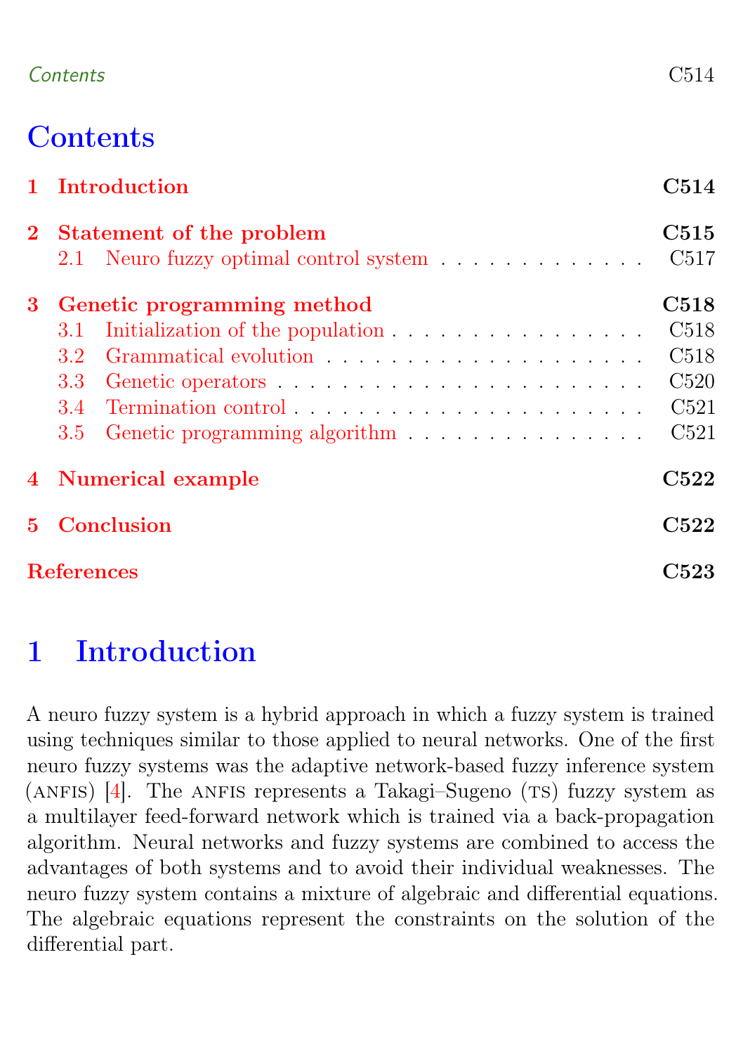# Contents

| | |
|---|---|
| **1 Introduction** | **C514** |
| **2 Statement of the problem** | **C515** |
| 2.1 Neuro fuzzy optimal control system | C517 |
| **3 Genetic programming method** | **C518** |
| 3.1 Initialization of the population | C518 |
| 3.2 Grammatical evolution | C518 |
| 3.3 Genetic operators | C520 |
| 3.4 Termination control | C521 |
| 3.5 Genetic programming algorithm | C521 |
| **4 Numerical example** | **C522** |
| **5 Conclusion** | **C522** |
| **References** | **C523** |

# 1 Introduction

A neuro fuzzy system is a hybrid approach in which a fuzzy system is trained using techniques similar to those applied to neural networks. One of the first neuro fuzzy systems was the adaptive network-based fuzzy inference system (ANFIS) [4]. The ANFIS represents a Takagi–Sugeno (TS) fuzzy system as a multilayer feed-forward network which is trained via a back-propagation algorithm. Neural networks and fuzzy systems are combined to access the advantages of both systems and to avoid their individual weaknesses. The neuro fuzzy system contains a mixture of algebraic and differential equations. The algebraic equations represent the constraints on the solution of the differential part.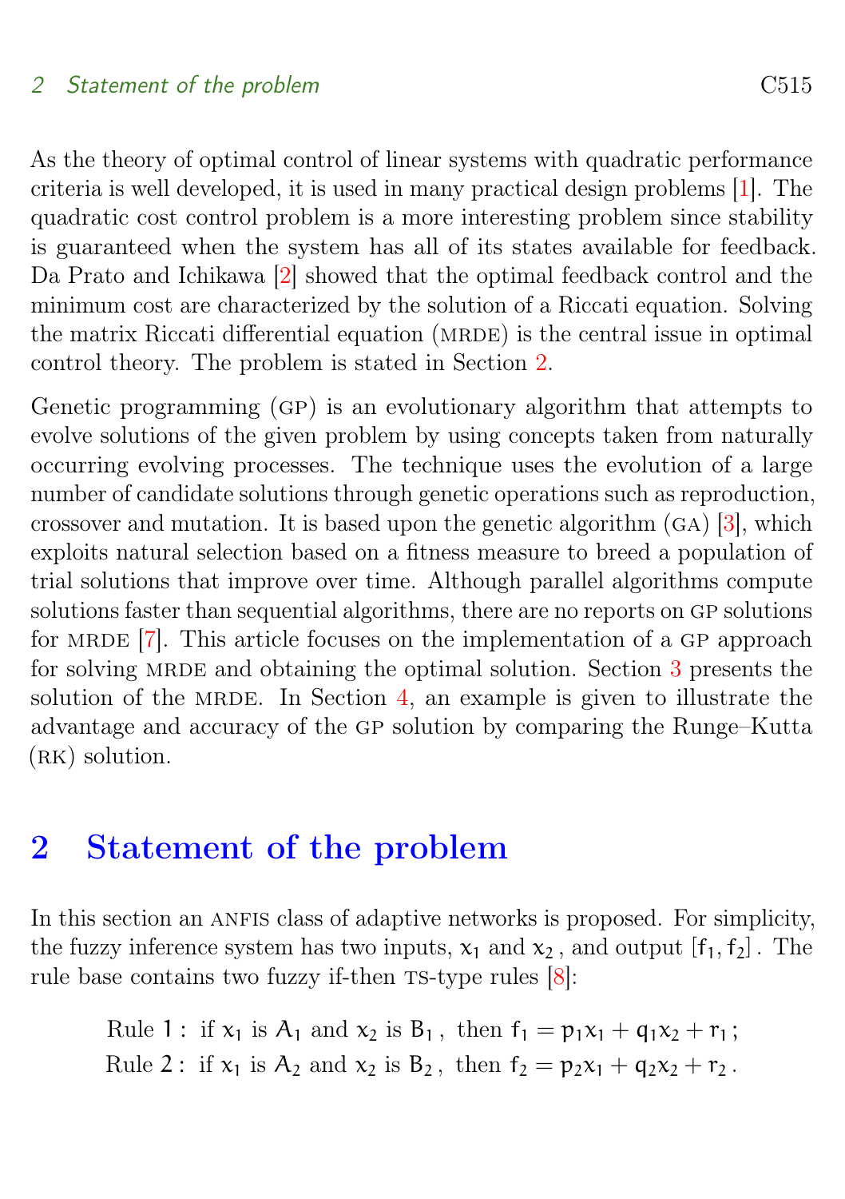As the theory of optimal control of linear systems with quadratic performance criteria is well developed, it is used in many practical design problems [1]. The quadratic cost control problem is a more interesting problem since stability is guaranteed when the system has all of its states available for feedback. Da Prato and Ichikawa [2] showed that the optimal feedback control and the minimum cost are characterized by the solution of a Riccati equation. Solving the matrix Riccati differential equation (MRDE) is the central issue in optimal control theory. The problem is stated in Section 2.

Genetic programming (GP) is an evolutionary algorithm that attempts to evolve solutions of the given problem by using concepts taken from naturally occurring evolving processes. The technique uses the evolution of a large number of candidate solutions through genetic operations such as reproduction, crossover and mutation. It is based upon the genetic algorithm (GA) [3], which exploits natural selection based on a fitness measure to breed a population of trial solutions that improve over time. Although parallel algorithms compute solutions faster than sequential algorithms, there are no reports on GP solutions for MRDE [7]. This article focuses on the implementation of a GP approach for solving MRDE and obtaining the optimal solution. Section 3 presents the solution of the MRDE. In Section 4, an example is given to illustrate the advantage and accuracy of the GP solution by comparing the Runge–Kutta (RK) solution.

## 2 Statement of the problem

In this section an ANFIS class of adaptive networks is proposed. For simplicity, the fuzzy inference system has two inputs, $x_1$ and $x_2$, and output $[f_1, f_2]$. The rule base contains two fuzzy if-then TS-type rules [8]:

$$\text{Rule 1: if } x_1 \text{ is } A_1 \text{ and } x_2 \text{ is } B_1\,, \text{ then } f_1 = p_1x_1 + q_1x_2 + r_1\,;$$

$$\text{Rule 2: if } x_1 \text{ is } A_2 \text{ and } x_2 \text{ is } B_2\,, \text{ then } f_2 = p_2x_1 + q_2x_2 + r_2\,.$$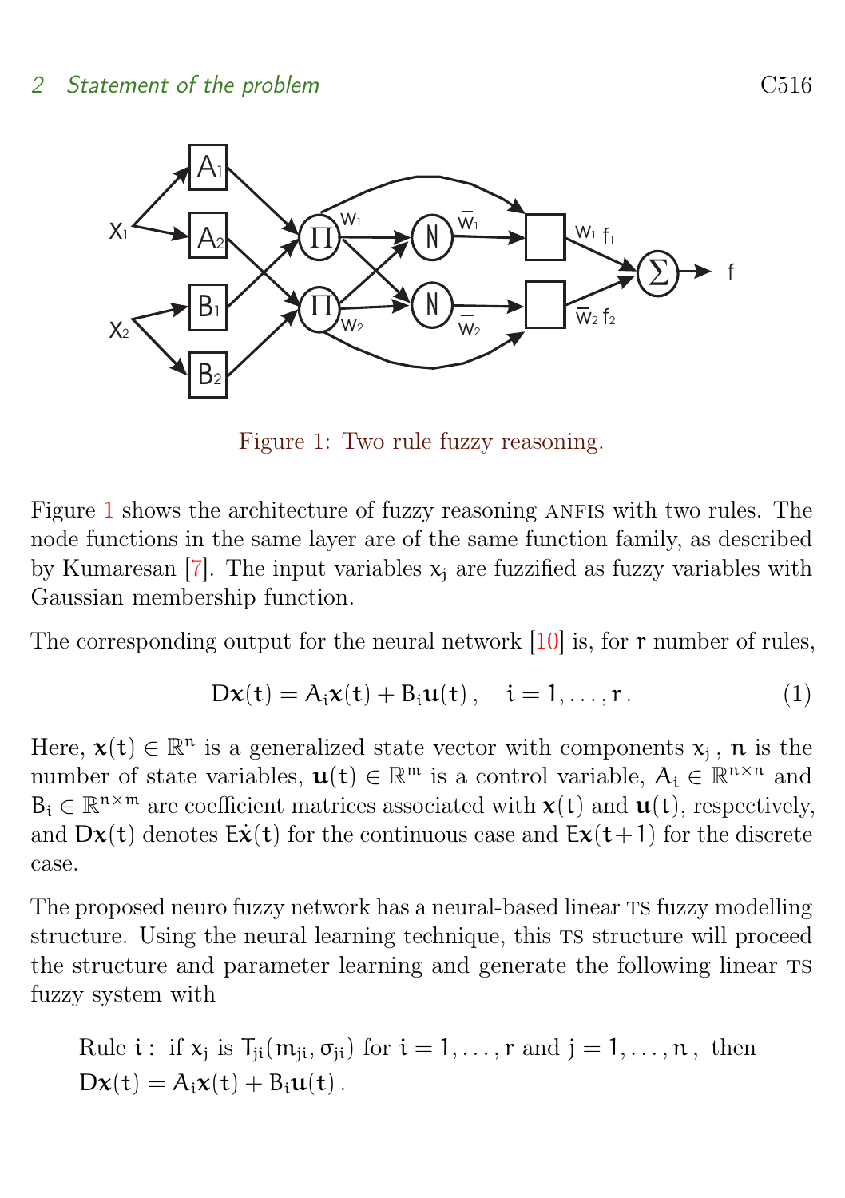Figure 1: Two rule fuzzy reasoning.

Figure 1 shows the architecture of fuzzy reasoning ANFIS with two rules. The node functions in the same layer are of the same function family, as described by Kumaresan [7]. The input variables $x_j$ are fuzzified as fuzzy variables with Gaussian membership function.

The corresponding output for the neural network [10] is, for $r$ number of rules,

$$D\mathbf{x}(t) = A_i\mathbf{x}(t) + B_i\mathbf{u}(t)\,, \quad i = 1, \ldots, r\,. \tag{1}$$

Here, $\mathbf{x}(t) \in \mathbb{R}^n$ is a generalized state vector with components $x_j$, $n$ is the number of state variables, $\mathbf{u}(t) \in \mathbb{R}^m$ is a control variable, $A_i \in \mathbb{R}^{n\times n}$ and $B_i \in \mathbb{R}^{n\times m}$ are coefficient matrices associated with $\mathbf{x}(t)$ and $\mathbf{u}(t)$, respectively, and $D\mathbf{x}(t)$ denotes $E\dot{\mathbf{x}}(t)$ for the continuous case and $E\mathbf{x}(t+1)$ for the discrete case.

The proposed neuro fuzzy network has a neural-based linear TS fuzzy modelling structure. Using the neural learning technique, this TS structure will proceed the structure and parameter learning and generate the following linear TS fuzzy system with

Rule $i$: if $x_j$ is $T_{ji}(m_{ji}, \sigma_{ji})$ for $i = 1, \ldots, r$ and $j = 1, \ldots, n$, then $D\mathbf{x}(t) = A_i\mathbf{x}(t) + B_i\mathbf{u}(t)$.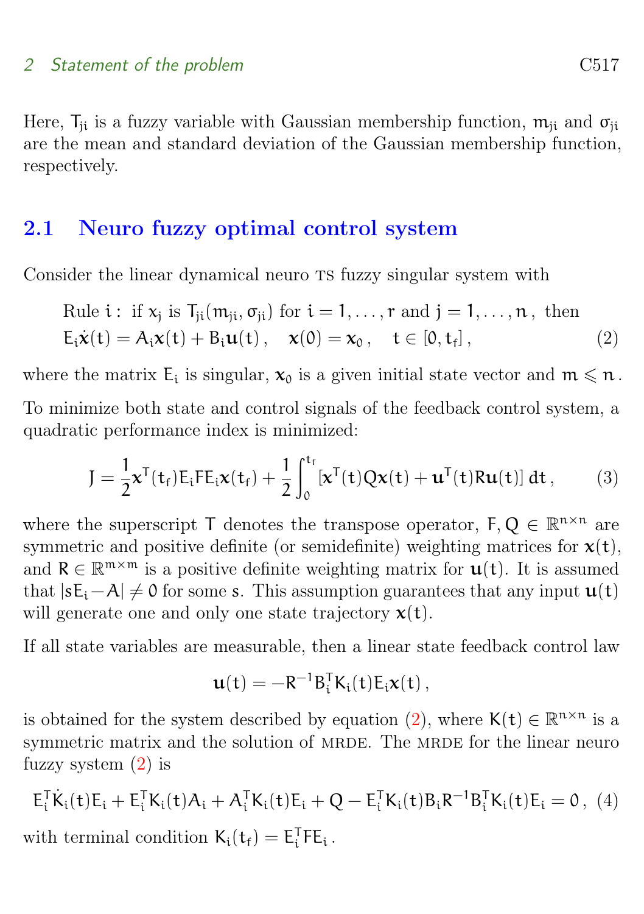Here, $T_{ji}$ is a fuzzy variable with Gaussian membership function, $m_{ji}$ and $\sigma_{ji}$ are the mean and standard deviation of the Gaussian membership function, respectively.

## 2.1 Neuro fuzzy optimal control system

Consider the linear dynamical neuro TS fuzzy singular system with

$$
\begin{aligned}
&\text{Rule } i: \text{ if } x_j \text{ is } T_{ji}(m_{ji}, \sigma_{ji}) \text{ for } i = 1, \ldots, r \text{ and } j = 1, \ldots, n, \text{ then} \\
&E_i \dot{\mathbf{x}}(t) = A_i \mathbf{x}(t) + B_i \mathbf{u}(t), \quad \mathbf{x}(0) = \mathbf{x}_0, \quad t \in [0, t_f], \qquad (2)
\end{aligned}
$$

where the matrix $E_i$ is singular, $\mathbf{x}_0$ is a given initial state vector and $m \leqslant n$.

To minimize both state and control signals of the feedback control system, a quadratic performance index is minimized:

$$
J = \frac{1}{2}\mathbf{x}^T(t_f) E_i F E_i \mathbf{x}(t_f) + \frac{1}{2}\int_0^{t_f} [\mathbf{x}^T(t) Q \mathbf{x}(t) + \mathbf{u}^T(t) R \mathbf{u}(t)]\, dt, \qquad (3)
$$

where the superscript $T$ denotes the transpose operator, $F, Q \in \mathbb{R}^{n\times n}$ are symmetric and positive definite (or semidefinite) weighting matrices for $\mathbf{x}(t)$, and $R \in \mathbb{R}^{m\times m}$ is a positive definite weighting matrix for $\mathbf{u}(t)$. It is assumed that $|sE_i - A| \neq 0$ for some $s$. This assumption guarantees that any input $\mathbf{u}(t)$ will generate one and only one state trajectory $\mathbf{x}(t)$.

If all state variables are measurable, then a linear state feedback control law

$$
\mathbf{u}(t) = -R^{-1} B_i^T K_i(t) E_i \mathbf{x}(t),
$$

is obtained for the system described by equation (2), where $K(t) \in \mathbb{R}^{n\times n}$ is a symmetric matrix and the solution of MRDE. The MRDE for the linear neuro fuzzy system (2) is

$$
E_i^T \dot{K}_i(t) E_i + E_i^T K_i(t) A_i + A_i^T K_i(t) E_i + Q - E_i^T K_i(t) B_i R^{-1} B_i^T K_i(t) E_i = 0, \qquad (4)
$$

with terminal condition $K_i(t_f) = E_i^T F E_i$.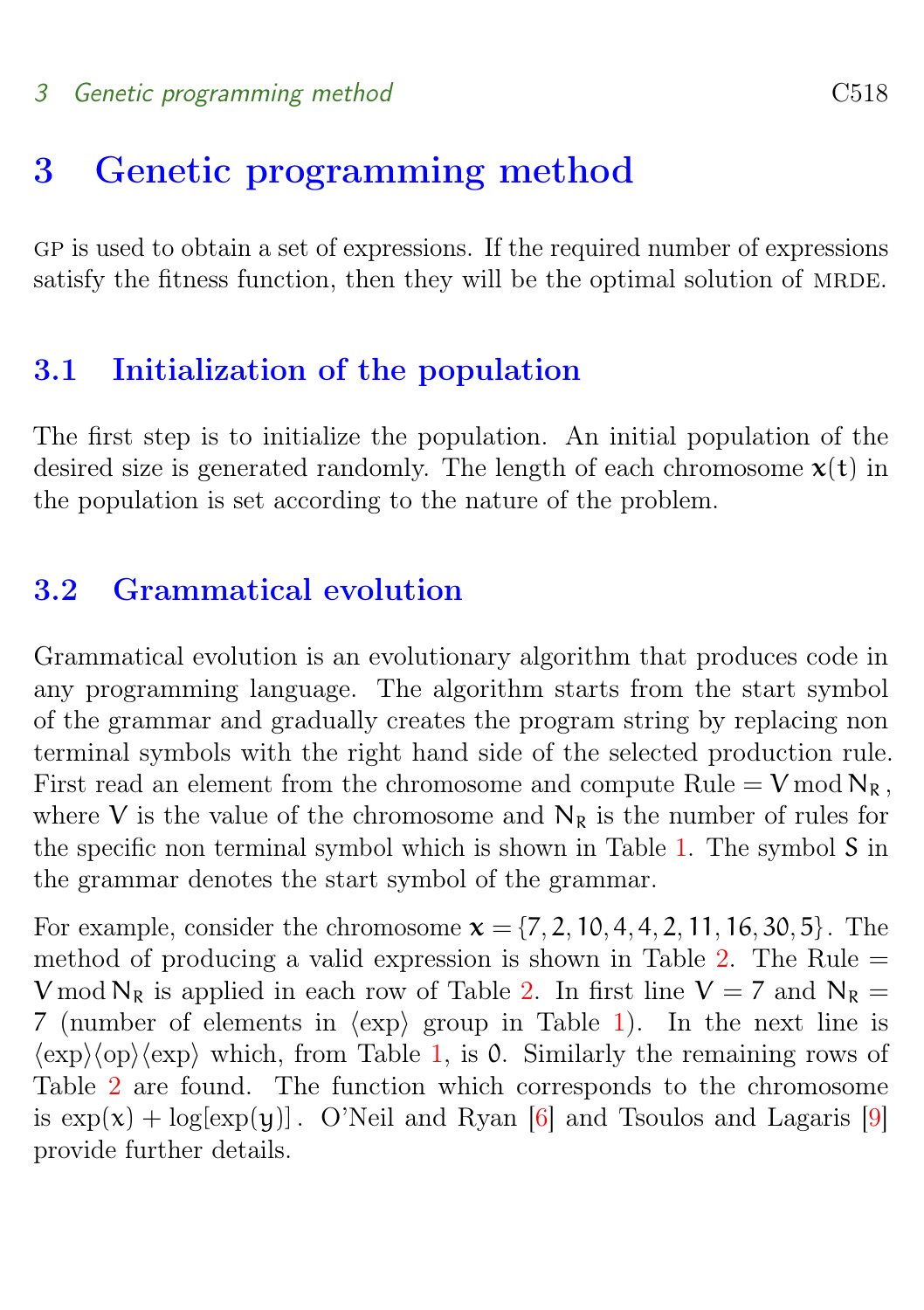# 3 Genetic programming method

GP is used to obtain a set of expressions. If the required number of expressions satisfy the fitness function, then they will be the optimal solution of MRDE.

## 3.1 Initialization of the population

The first step is to initialize the population. An initial population of the desired size is generated randomly. The length of each chromosome $x(t)$ in the population is set according to the nature of the problem.

## 3.2 Grammatical evolution

Grammatical evolution is an evolutionary algorithm that produces code in any programming language. The algorithm starts from the start symbol of the grammar and gradually creates the program string by replacing non terminal symbols with the right hand side of the selected production rule. First read an element from the chromosome and compute $\text{Rule} = V \bmod N_R$, where $V$ is the value of the chromosome and $N_R$ is the number of rules for the specific non terminal symbol which is shown in Table 1. The symbol $S$ in the grammar denotes the start symbol of the grammar.

For example, consider the chromosome $x = \{7, 2, 10, 4, 4, 2, 11, 16, 30, 5\}$. The method of producing a valid expression is shown in Table 2. The $\text{Rule} = V \bmod N_R$ is applied in each row of Table 2. In first line $V = 7$ and $N_R = 7$ (number of elements in $\langle\text{exp}\rangle$ group in Table 1). In the next line is $\langle\text{exp}\rangle\langle\text{op}\rangle\langle\text{exp}\rangle$ which, from Table 1, is $0$. Similarly the remaining rows of Table 2 are found. The function which corresponds to the chromosome is $\exp(x) + \log[\exp(y)]$. O'Neil and Ryan [6] and Tsoulos and Lagaris [9] provide further details.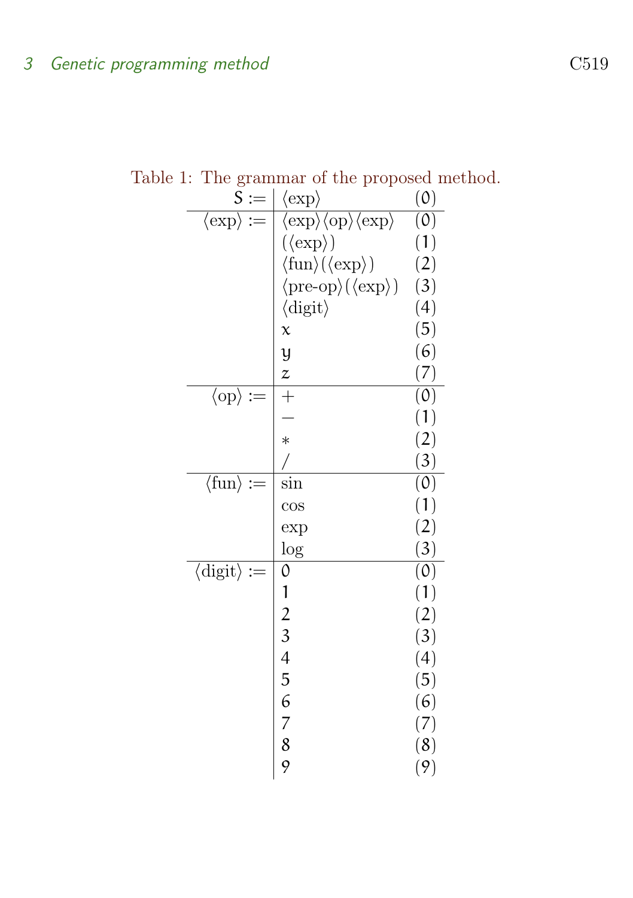Table 1: The grammar of the proposed method.

| Symbol | Production | Index |
|---|---|---|
| S := | ⟨exp⟩ | (0) |
| ⟨exp⟩ := | ⟨exp⟩⟨op⟩⟨exp⟩ | (0) |
| | (⟨exp⟩) | (1) |
| | ⟨fun⟩(⟨exp⟩) | (2) |
| | ⟨pre-op⟩(⟨exp⟩) | (3) |
| | ⟨digit⟩ | (4) |
| | $x$ | (5) |
| | $y$ | (6) |
| | $z$ | (7) |
| ⟨op⟩ := | + | (0) |
| | − | (1) |
| | * | (2) |
| | / | (3) |
| ⟨fun⟩ := | sin | (0) |
| | cos | (1) |
| | exp | (2) |
| | log | (3) |
| ⟨digit⟩ := | 0 | (0) |
| | 1 | (1) |
| | 2 | (2) |
| | 3 | (3) |
| | 4 | (4) |
| | 5 | (5) |
| | 6 | (6) |
| | 7 | (7) |
| | 8 | (8) |
| | 9 | (9) |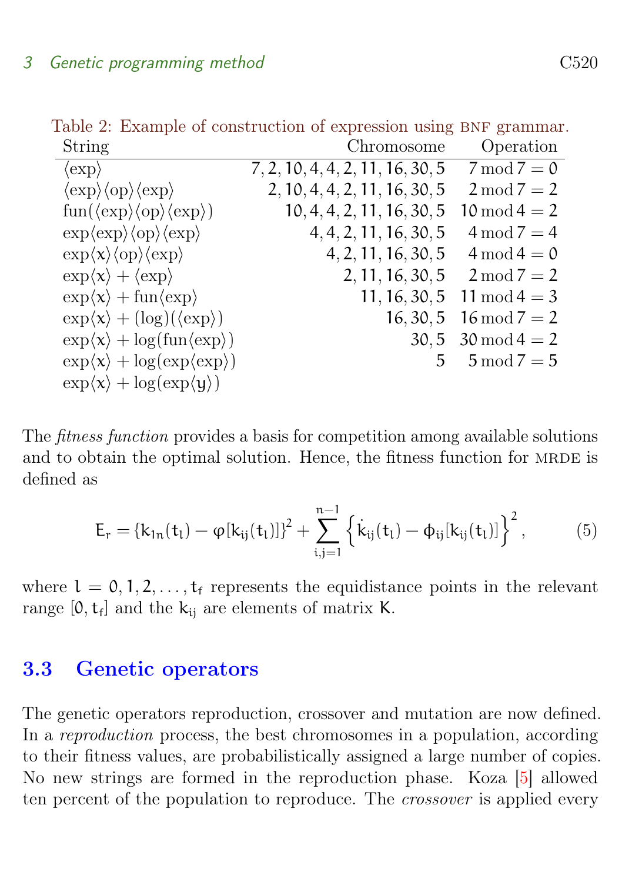Table 2: Example of construction of expression using BNF grammar.

| String | Chromosome | Operation |
|---|---|---|
| ⟨exp⟩ | 7, 2, 10, 4, 4, 2, 11, 16, 30, 5 | $7 \bmod 7 = 0$ |
| ⟨exp⟩⟨op⟩⟨exp⟩ | 2, 10, 4, 4, 2, 11, 16, 30, 5 | $2 \bmod 7 = 2$ |
| fun(⟨exp⟩⟨op⟩⟨exp⟩) | 10, 4, 4, 2, 11, 16, 30, 5 | $10 \bmod 4 = 2$ |
| exp⟨exp⟩⟨op⟩⟨exp⟩ | 4, 4, 2, 11, 16, 30, 5 | $4 \bmod 7 = 4$ |
| exp⟨x⟩⟨op⟩⟨exp⟩ | 4, 2, 11, 16, 30, 5 | $4 \bmod 4 = 0$ |
| exp⟨x⟩ + ⟨exp⟩ | 2, 11, 16, 30, 5 | $2 \bmod 7 = 2$ |
| exp⟨x⟩ + fun⟨exp⟩ | 11, 16, 30, 5 | $11 \bmod 4 = 3$ |
| exp⟨x⟩ + (log)(⟨exp⟩) | 16, 30, 5 | $16 \bmod 7 = 2$ |
| exp⟨x⟩ + log(fun⟨exp⟩) | 30, 5 | $30 \bmod 4 = 2$ |
| exp⟨x⟩ + log(exp⟨exp⟩) | 5 | $5 \bmod 7 = 5$ |
| exp⟨x⟩ + log(exp⟨y⟩) | | |

The *fitness function* provides a basis for competition among available solutions and to obtain the optimal solution. Hence, the fitness function for MRDE is defined as

$$E_r = \{k_{1n}(t_l) - \varphi[k_{ij}(t_l)]\}^2 + \sum_{i,j=1}^{n-1} \left\{\dot{k}_{ij}(t_l) - \phi_{ij}[k_{ij}(t_l)]\right\}^2, \tag{5}$$

where $l = 0, 1, 2, \ldots, t_f$ represents the equidistance points in the relevant range $[0, t_f]$ and the $k_{ij}$ are elements of matrix $K$.

## 3.3 Genetic operators

The genetic operators reproduction, crossover and mutation are now defined. In a *reproduction* process, the best chromosomes in a population, according to their fitness values, are probabilistically assigned a large number of copies. No new strings are formed in the reproduction phase. Koza [5] allowed ten percent of the population to reproduce. The *crossover* is applied every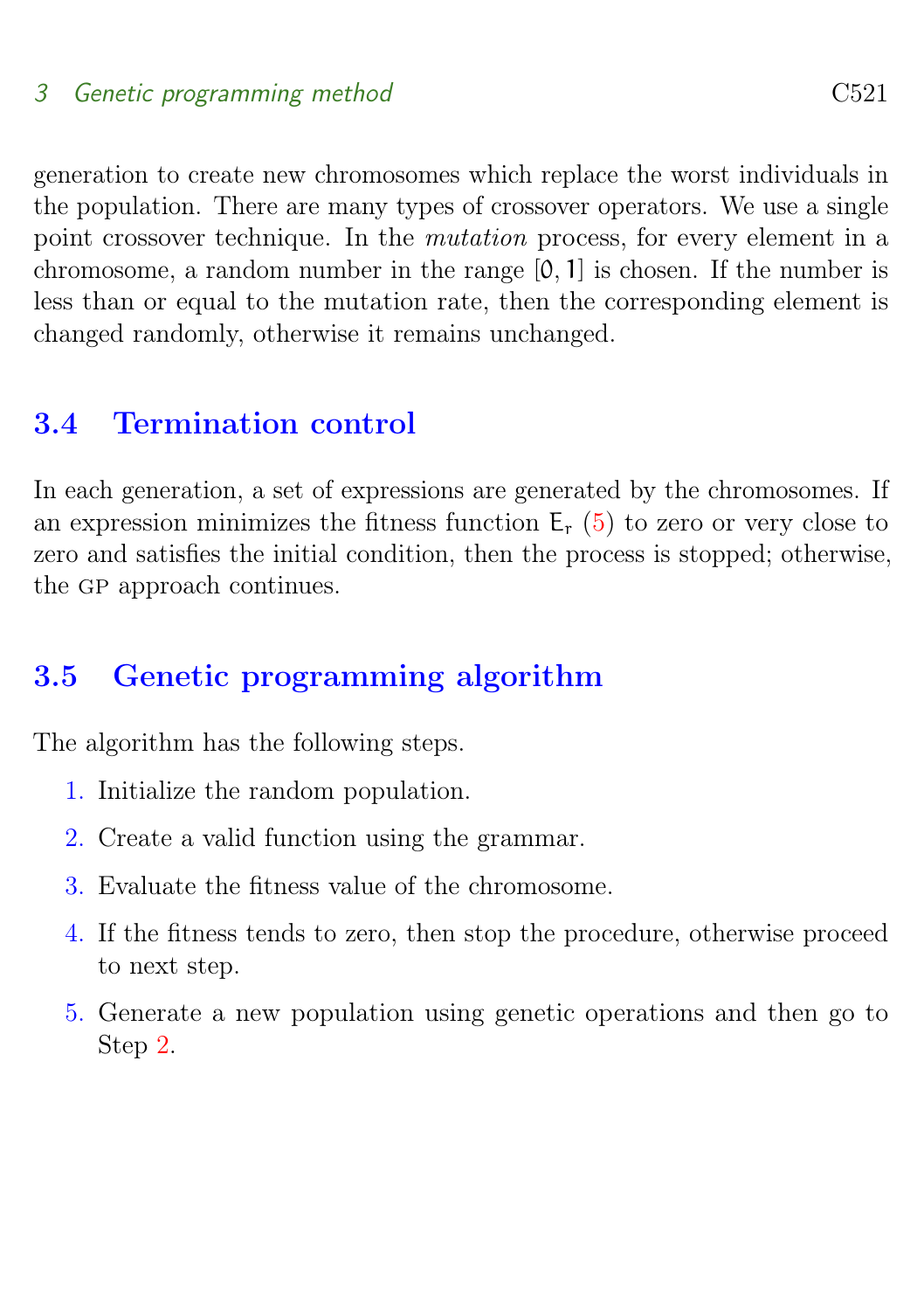generation to create new chromosomes which replace the worst individuals in the population. There are many types of crossover operators. We use a single point crossover technique. In the *mutation* process, for every element in a chromosome, a random number in the range $[0, 1]$ is chosen. If the number is less than or equal to the mutation rate, then the corresponding element is changed randomly, otherwise it remains unchanged.

## 3.4 Termination control

In each generation, a set of expressions are generated by the chromosomes. If an expression minimizes the fitness function $E_r$ (5) to zero or very close to zero and satisfies the initial condition, then the process is stopped; otherwise, the GP approach continues.

## 3.5 Genetic programming algorithm

The algorithm has the following steps.

1. Initialize the random population.
2. Create a valid function using the grammar.
3. Evaluate the fitness value of the chromosome.
4. If the fitness tends to zero, then stop the procedure, otherwise proceed to next step.
5. Generate a new population using genetic operations and then go to Step 2.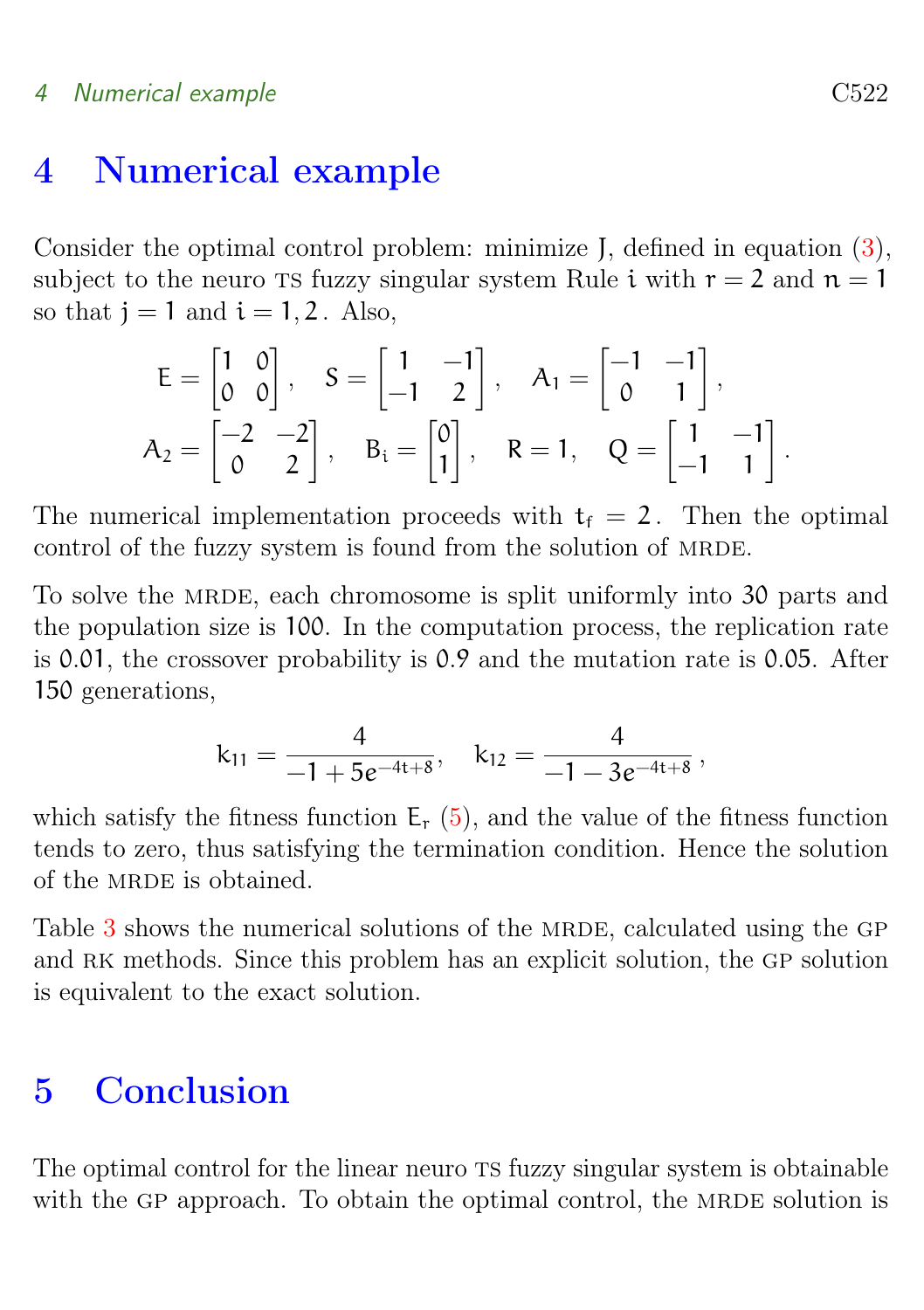# 4 Numerical example

Consider the optimal control problem: minimize J, defined in equation (3), subject to the neuro TS fuzzy singular system Rule $i$ with $r = 2$ and $n = 1$ so that $j = 1$ and $i = 1, 2$. Also,

$$E = \begin{bmatrix} 1 & 0 \\ 0 & 0 \end{bmatrix}, \quad S = \begin{bmatrix} 1 & -1 \\ -1 & 2 \end{bmatrix}, \quad A_1 = \begin{bmatrix} -1 & -1 \\ 0 & 1 \end{bmatrix},$$

$$A_2 = \begin{bmatrix} -2 & -2 \\ 0 & 2 \end{bmatrix}, \quad B_i = \begin{bmatrix} 0 \\ 1 \end{bmatrix}, \quad R = 1, \quad Q = \begin{bmatrix} 1 & -1 \\ -1 & 1 \end{bmatrix}.$$

The numerical implementation proceeds with $t_f = 2$. Then the optimal control of the fuzzy system is found from the solution of MRDE.

To solve the MRDE, each chromosome is split uniformly into 30 parts and the population size is 100. In the computation process, the replication rate is 0.01, the crossover probability is 0.9 and the mutation rate is 0.05. After 150 generations,

$$k_{11} = \frac{4}{-1 + 5e^{-4t+8}}, \quad k_{12} = \frac{4}{-1 - 3e^{-4t+8}},$$

which satisfy the fitness function $E_r$ (5), and the value of the fitness function tends to zero, thus satisfying the termination condition. Hence the solution of the MRDE is obtained.

Table 3 shows the numerical solutions of the MRDE, calculated using the GP and RK methods. Since this problem has an explicit solution, the GP solution is equivalent to the exact solution.

# 5 Conclusion

The optimal control for the linear neuro TS fuzzy singular system is obtainable with the GP approach. To obtain the optimal control, the MRDE solution is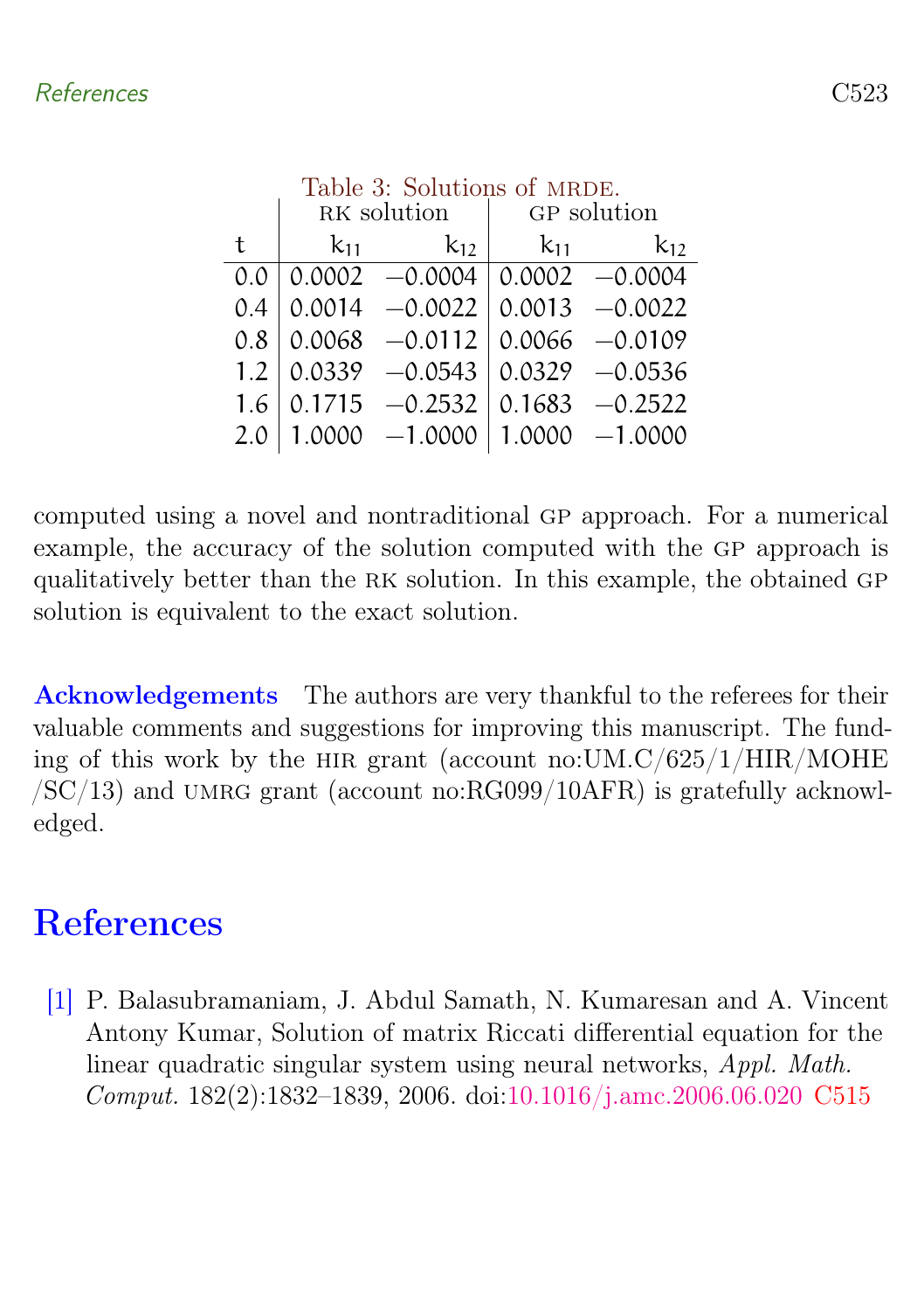Table 3: Solutions of MRDE.

| | RK solution | | GP solution | |
|---|---|---|---|---|
| t | $k_{11}$ | $k_{12}$ | $k_{11}$ | $k_{12}$ |
| 0.0 | 0.0002 | −0.0004 | 0.0002 | −0.0004 |
| 0.4 | 0.0014 | −0.0022 | 0.0013 | −0.0022 |
| 0.8 | 0.0068 | −0.0112 | 0.0066 | −0.0109 |
| 1.2 | 0.0339 | −0.0543 | 0.0329 | −0.0536 |
| 1.6 | 0.1715 | −0.2532 | 0.1683 | −0.2522 |
| 2.0 | 1.0000 | −1.0000 | 1.0000 | −1.0000 |

computed using a novel and nontraditional GP approach. For a numerical example, the accuracy of the solution computed with the GP approach is qualitatively better than the RK solution. In this example, the obtained GP solution is equivalent to the exact solution.

**Acknowledgements** The authors are very thankful to the referees for their valuable comments and suggestions for improving this manuscript. The funding of this work by the HIR grant (account no:UM.C/625/1/HIR/MOHE/SC/13) and UMRG grant (account no:RG099/10AFR) is gratefully acknowledged.

# References

[1] P. Balasubramaniam, J. Abdul Samath, N. Kumaresan and A. Vincent Antony Kumar, Solution of matrix Riccati differential equation for the linear quadratic singular system using neural networks, *Appl. Math. Comput.* 182(2):1832–1839, 2006. doi:10.1016/j.amc.2006.06.020 C515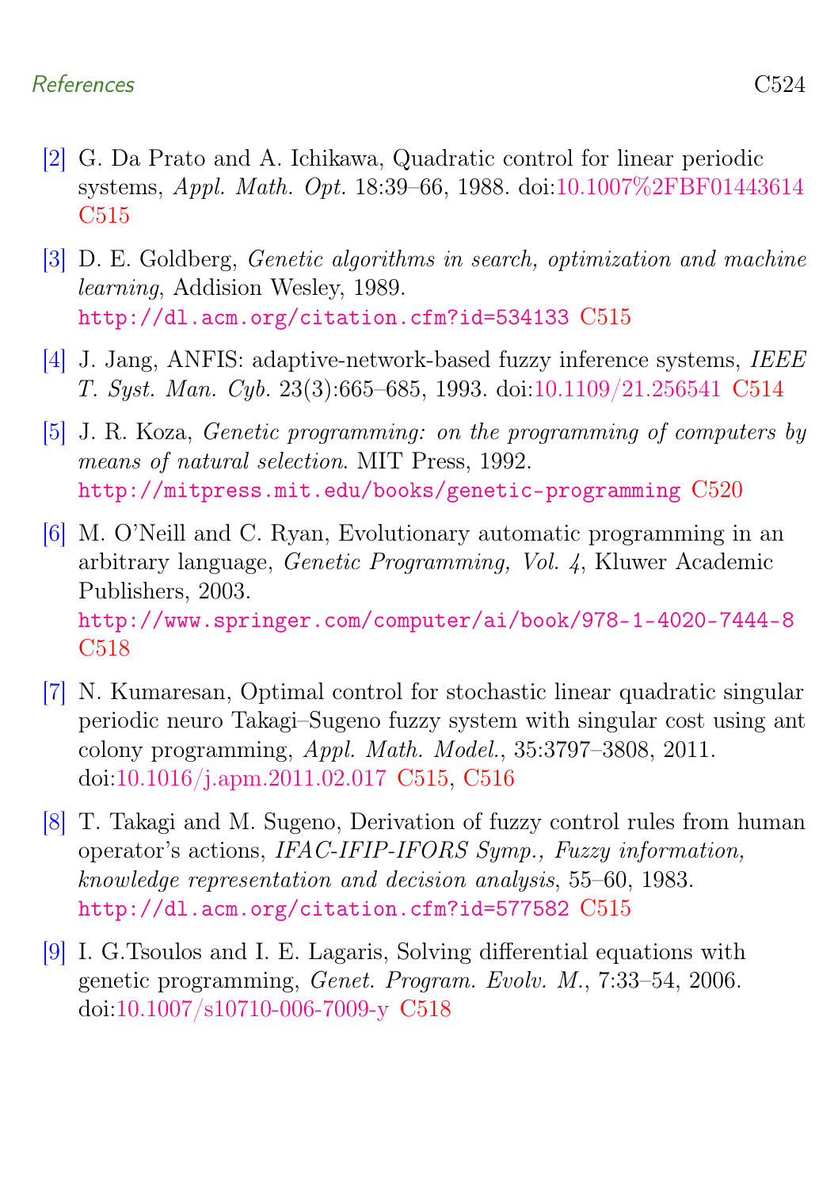[2] G. Da Prato and A. Ichikawa, Quadratic control for linear periodic systems, *Appl. Math. Opt.* 18:39–66, 1988. doi:10.1007%2FBF01443614 C515

[3] D. E. Goldberg, *Genetic algorithms in search, optimization and machine learning*, Addision Wesley, 1989. http://dl.acm.org/citation.cfm?id=534133 C515

[4] J. Jang, ANFIS: adaptive-network-based fuzzy inference systems, *IEEE T. Syst. Man. Cyb.* 23(3):665–685, 1993. doi:10.1109/21.256541 C514

[5] J. R. Koza, *Genetic programming: on the programming of computers by means of natural selection*. MIT Press, 1992. http://mitpress.mit.edu/books/genetic-programming C520

[6] M. O'Neill and C. Ryan, Evolutionary automatic programming in an arbitrary language, *Genetic Programming, Vol. 4*, Kluwer Academic Publishers, 2003. http://www.springer.com/computer/ai/book/978-1-4020-7444-8 C518

[7] N. Kumaresan, Optimal control for stochastic linear quadratic singular periodic neuro Takagi–Sugeno fuzzy system with singular cost using ant colony programming, *Appl. Math. Model.*, 35:3797–3808, 2011. doi:10.1016/j.apm.2011.02.017 C515, C516

[8] T. Takagi and M. Sugeno, Derivation of fuzzy control rules from human operator's actions, *IFAC-IFIP-IFORS Symp., Fuzzy information, knowledge representation and decision analysis*, 55–60, 1983. http://dl.acm.org/citation.cfm?id=577582 C515

[9] I. G.Tsoulos and I. E. Lagaris, Solving differential equations with genetic programming, *Genet. Program. Evolv. M.*, 7:33–54, 2006. doi:10.1007/s10710-006-7009-y C518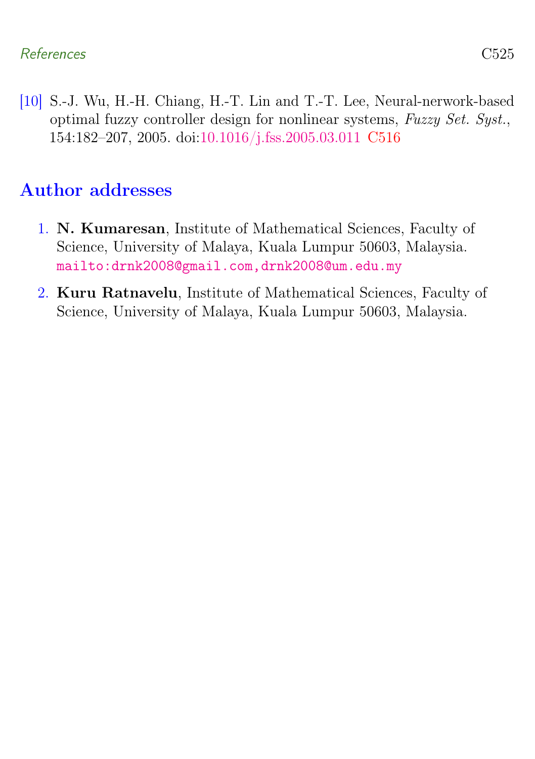[10] S.-J. Wu, H.-H. Chiang, H.-T. Lin and T.-T. Lee, Neural-nerwork-based optimal fuzzy controller design for nonlinear systems, *Fuzzy Set. Syst.*, 154:182–207, 2005. doi:10.1016/j.fss.2005.03.011 C516

## Author addresses

1. **N. Kumaresan**, Institute of Mathematical Sciences, Faculty of Science, University of Malaya, Kuala Lumpur 50603, Malaysia.
   `mailto:drnk2008@gmail.com,drnk2008@um.edu.my`
2. **Kuru Ratnavelu**, Institute of Mathematical Sciences, Faculty of Science, University of Malaya, Kuala Lumpur 50603, Malaysia.